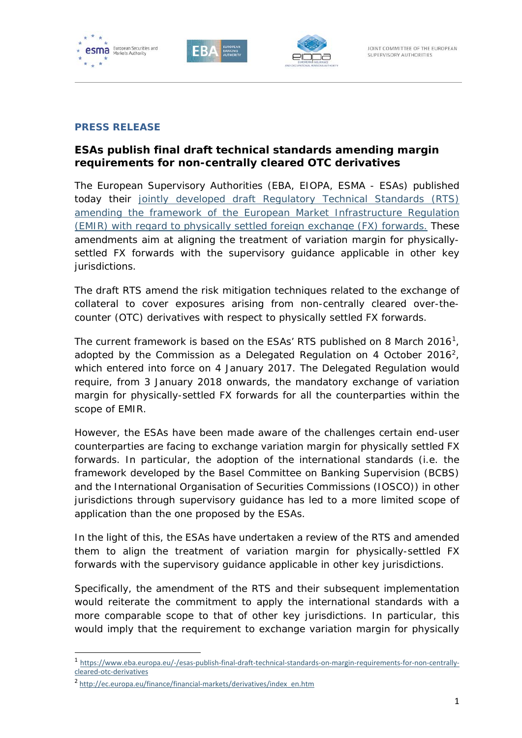JOINT COMMITTEE OF THE EUROPEAN SUPERVISORY AUTHORITIES

## PRESS RELEASE

### ESAs publish final draft technical standards amending margin requirements for non-centrally cleared OTC derivatives

The European Supervisory Authorities (EBA, EIOPA, ESMA - ESAs) published today their [jointly developed draft Regulatory Technical Standards (RTS) amending the framework of the European Market Infrastructure Regulation (EMIR) with regard to physically settled foreign exchange (FX) forwards.](#) These amendments aim at aligning the treatment of variation margin for physically-settled FX forwards with the supervisory guidance applicable in other key jurisdictions.

The draft RTS amend the risk mitigation techniques related to the exchange of collateral to cover exposures arising from non-centrally cleared over-the-counter (OTC) derivatives with respect to physically settled FX forwards.

The current framework is based on the ESAs' RTS published on 8 March 2016[1], adopted by the Commission as a Delegated Regulation on 4 October 2016[2], which entered into force on 4 January 2017. The Delegated Regulation would require, from 3 January 2018 onwards, the mandatory exchange of variation margin for physically-settled FX forwards for all the counterparties within the scope of EMIR.

However, the ESAs have been made aware of the challenges certain end-user counterparties are facing to exchange variation margin for physically settled FX forwards. In particular, the adoption of the international standards (i.e. the framework developed by the Basel Committee on Banking Supervision (BCBS) and the International Organisation of Securities Commissions (IOSCO)) in other jurisdictions through supervisory guidance has led to a more limited scope of application than the one proposed by the ESAs.

In the light of this, the ESAs have undertaken a review of the RTS and amended them to align the treatment of variation margin for physically-settled FX forwards with the supervisory guidance applicable in other key jurisdictions.

Specifically, the amendment of the RTS and their subsequent implementation would reiterate the commitment to apply the international standards with a more comparable scope to that of other key jurisdictions. In particular, this would imply that the requirement to exchange variation margin for physically

---

[1] https://www.eba.europa.eu/-/esas-publish-final-draft-technical-standards-on-margin-requirements-for-non-centrally-cleared-otc-derivatives

[2] http://ec.europa.eu/finance/financial-markets/derivatives/index_en.htm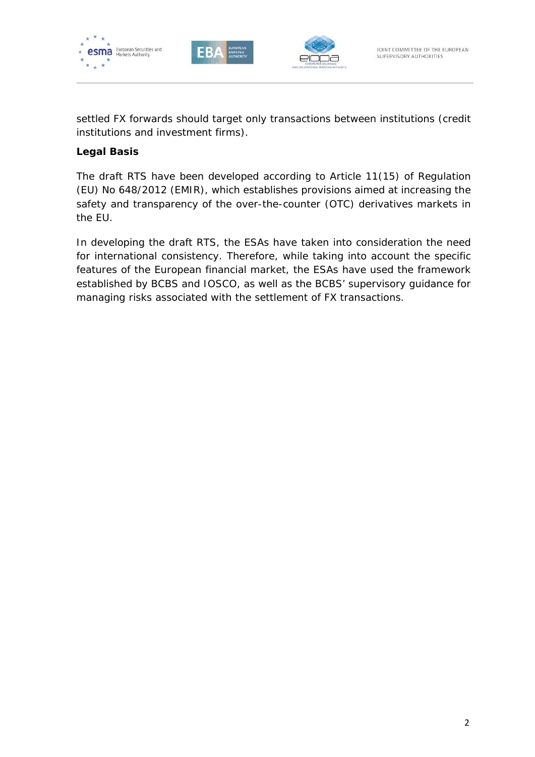settled FX forwards should target only transactions between institutions (credit institutions and investment firms).

**Legal Basis**

The draft RTS have been developed according to Article 11(15) of Regulation (EU) No 648/2012 (EMIR), which establishes provisions aimed at increasing the safety and transparency of the over-the-counter (OTC) derivatives markets in the EU.

In developing the draft RTS, the ESAs have taken into consideration the need for international consistency. Therefore, while taking into account the specific features of the European financial market, the ESAs have used the framework established by BCBS and IOSCO, as well as the BCBS' supervisory guidance for managing risks associated with the settlement of FX transactions.